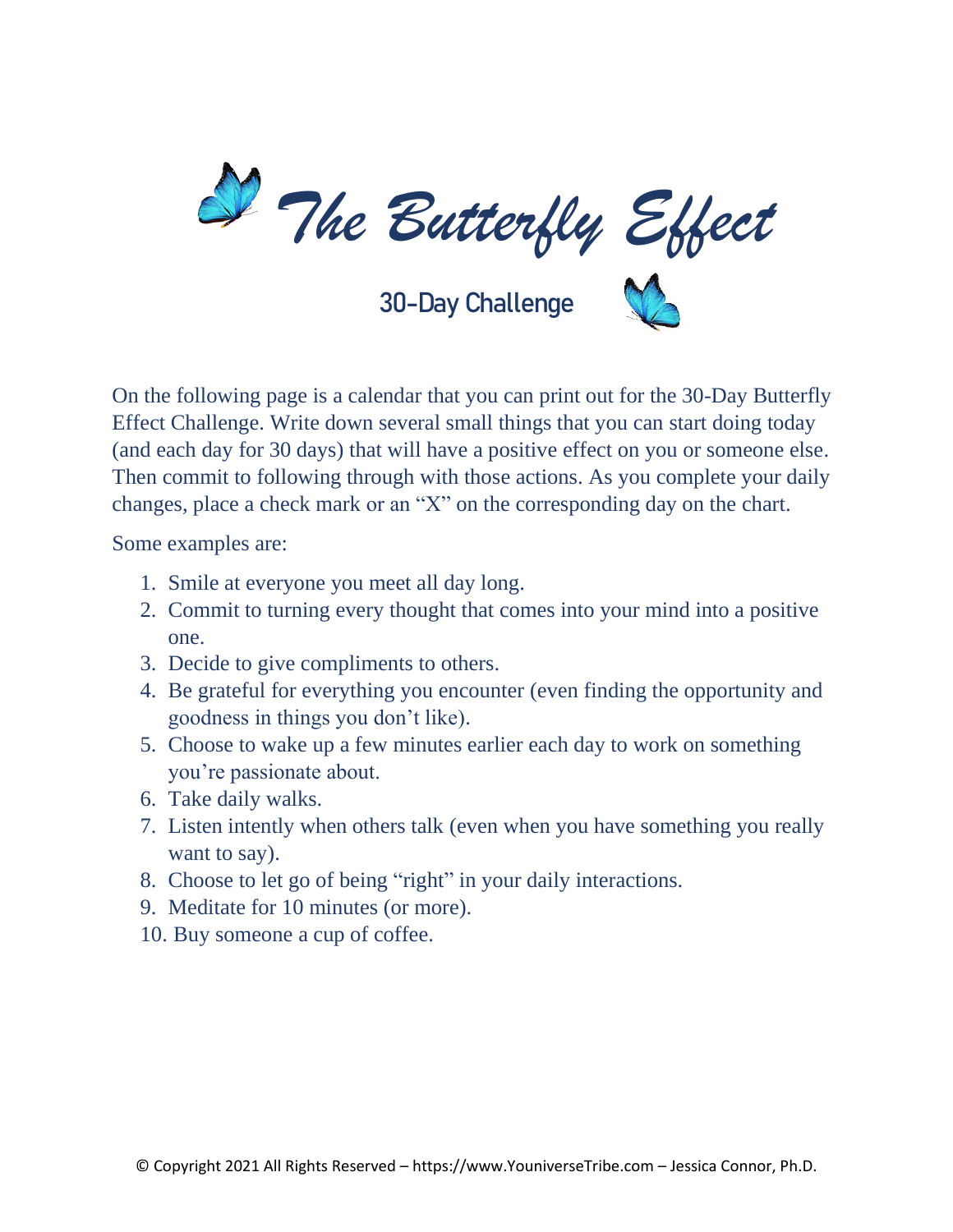# *The Butterfly Effect*

## 30-Day Challenge

On the following page is a calendar that you can print out for the 30-Day Butterfly Effect Challenge. Write down several small things that you can start doing today (and each day for 30 days) that will have a positive effect on you or someone else. Then commit to following through with those actions. As you complete your daily changes, place a check mark or an "X" on the corresponding day on the chart.

Some examples are:

1. Smile at everyone you meet all day long.
2. Commit to turning every thought that comes into your mind into a positive one.
3. Decide to give compliments to others.
4. Be grateful for everything you encounter (even finding the opportunity and goodness in things you don't like).
5. Choose to wake up a few minutes earlier each day to work on something you're passionate about.
6. Take daily walks.
7. Listen intently when others talk (even when you have something you really want to say).
8. Choose to let go of being "right" in your daily interactions.
9. Meditate for 10 minutes (or more).
10. Buy someone a cup of coffee.

© Copyright 2021 All Rights Reserved – https://www.YouniverseTribe.com – Jessica Connor, Ph.D.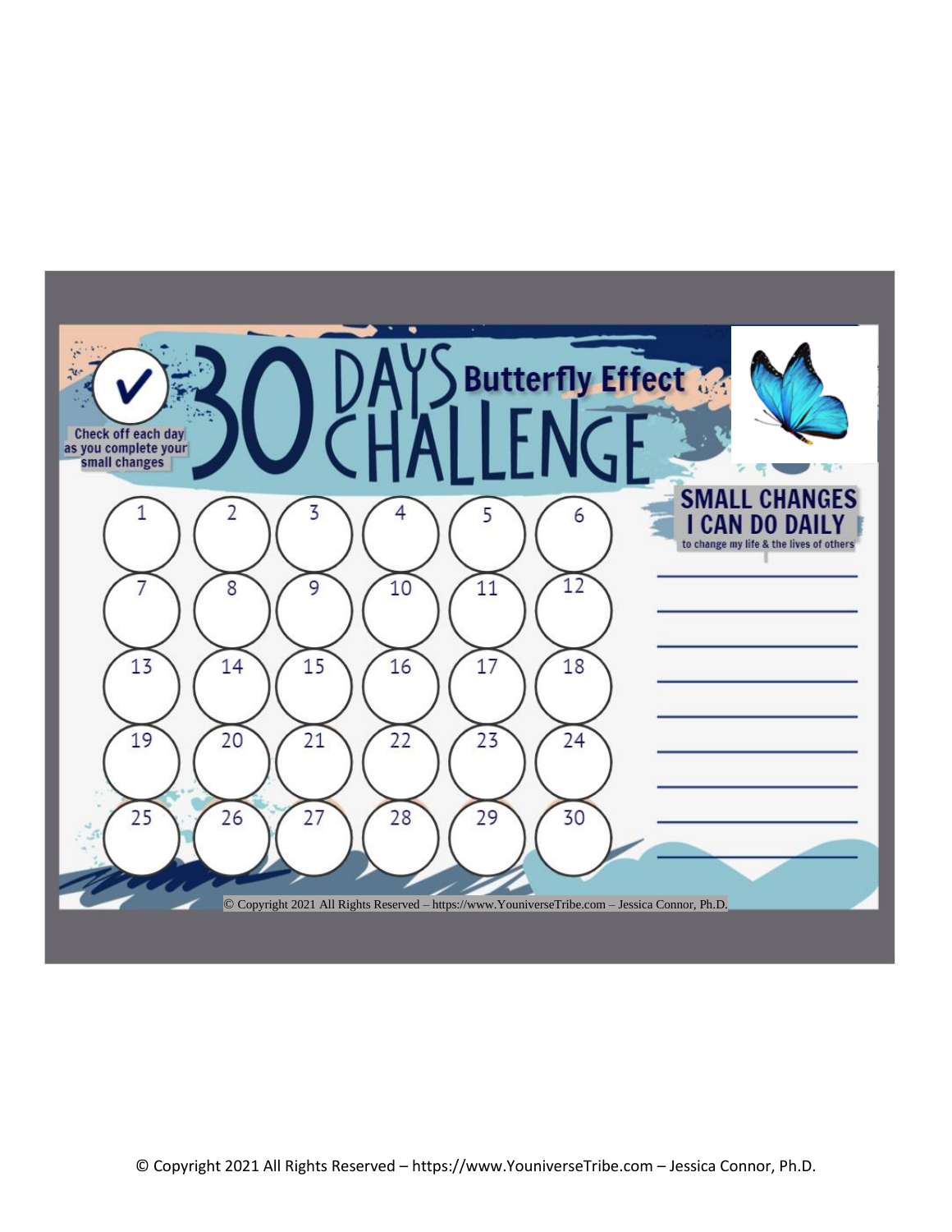# 30 DAYS CHALLENGE

## Butterfly Effect

Check off each day as you complete your small changes

| | | | | | |
|---|---|---|---|---|---|
| 1 | 2 | 3 | 4 | 5 | 6 |
| 7 | 8 | 9 | 10 | 11 | 12 |
| 13 | 14 | 15 | 16 | 17 | 18 |
| 19 | 20 | 21 | 22 | 23 | 24 |
| 25 | 26 | 27 | 28 | 29 | 30 |

## SMALL CHANGES I CAN DO DAILY

to change my life & the lives of others

______________________

______________________

______________________

______________________

______________________

______________________

______________________

______________________

______________________

© Copyright 2021 All Rights Reserved – https://www.YouniverseTribe.com – Jessica Connor, Ph.D.